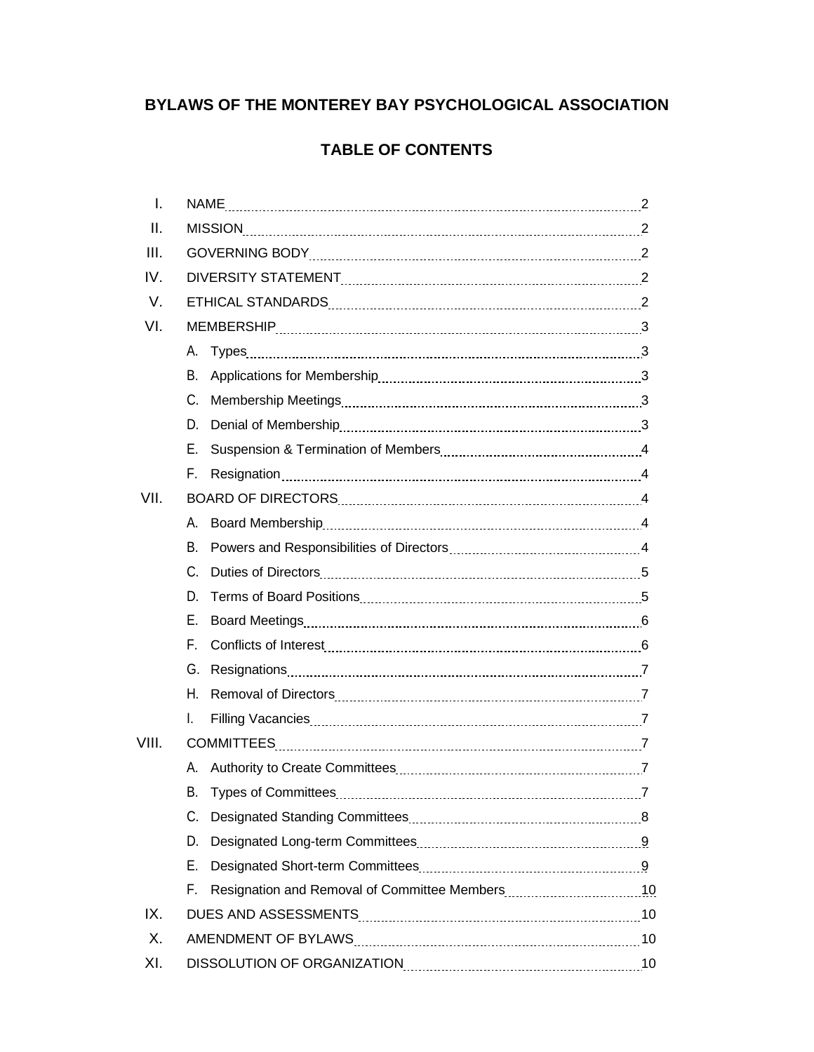# BYLAWS OF THE MONTEREY BAY PSYCHOLOGICAL ASSOCIATION

## TABLE OF CONTENTS

- I. NAME ........ 2
- II. MISSION ........ 2
- III. GOVERNING BODY ........ 2
- IV. DIVERSITY STATEMENT ........ 2
- V. ETHICAL STANDARDS ........ 2
- VI. MEMBERSHIP ........ 3
  - A. Types ........ 3
  - B. Applications for Membership ........ 3
  - C. Membership Meetings ........ 3
  - D. Denial of Membership ........ 3
  - E. Suspension & Termination of Members ........ 4
  - F. Resignation ........ 4
- VII. BOARD OF DIRECTORS ........ 4
  - A. Board Membership ........ 4
  - B. Powers and Responsibilities of Directors ........ 4
  - C. Duties of Directors ........ 5
  - D. Terms of Board Positions ........ 5
  - E. Board Meetings ........ 6
  - F. Conflicts of Interest ........ 6
  - G. Resignations ........ 7
  - H. Removal of Directors ........ 7
  - I. Filling Vacancies ........ 7
- VIII. COMMITTEES ........ 7
  - A. Authority to Create Committees ........ 7
  - B. Types of Committees ........ 7
  - C. Designated Standing Committees ........ 8
  - D. Designated Long-term Committees ........ 9
  - E. Designated Short-term Committees ........ 9
  - F. Resignation and Removal of Committee Members ........ 10
- IX. DUES AND ASSESSMENTS ........ 10
- X. AMENDMENT OF BYLAWS ........ 10
- XI. DISSOLUTION OF ORGANIZATION ........ 10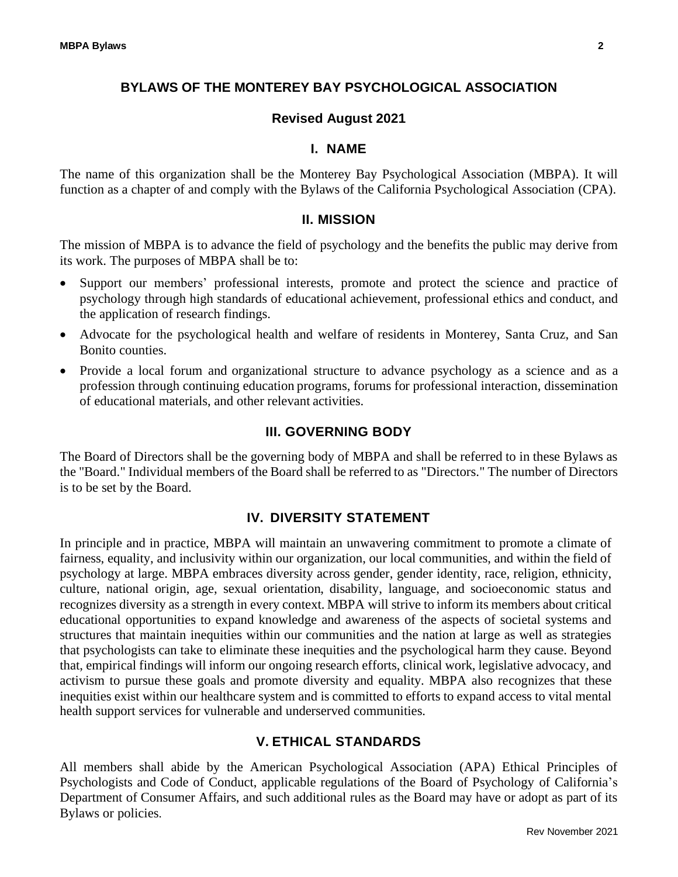# BYLAWS OF THE MONTEREY BAY PSYCHOLOGICAL ASSOCIATION

## Revised August 2021

## I. NAME

The name of this organization shall be the Monterey Bay Psychological Association (MBPA). It will function as a chapter of and comply with the Bylaws of the California Psychological Association (CPA).

## II. MISSION

The mission of MBPA is to advance the field of psychology and the benefits the public may derive from its work. The purposes of MBPA shall be to:

- Support our members' professional interests, promote and protect the science and practice of psychology through high standards of educational achievement, professional ethics and conduct, and the application of research findings.
- Advocate for the psychological health and welfare of residents in Monterey, Santa Cruz, and San Bonito counties.
- Provide a local forum and organizational structure to advance psychology as a science and as a profession through continuing education programs, forums for professional interaction, dissemination of educational materials, and other relevant activities.

## III. GOVERNING BODY

The Board of Directors shall be the governing body of MBPA and shall be referred to in these Bylaws as the "Board." Individual members of the Board shall be referred to as "Directors." The number of Directors is to be set by the Board.

## IV. DIVERSITY STATEMENT

In principle and in practice, MBPA will maintain an unwavering commitment to promote a climate of fairness, equality, and inclusivity within our organization, our local communities, and within the field of psychology at large. MBPA embraces diversity across gender, gender identity, race, religion, ethnicity, culture, national origin, age, sexual orientation, disability, language, and socioeconomic status and recognizes diversity as a strength in every context. MBPA will strive to inform its members about critical educational opportunities to expand knowledge and awareness of the aspects of societal systems and structures that maintain inequities within our communities and the nation at large as well as strategies that psychologists can take to eliminate these inequities and the psychological harm they cause. Beyond that, empirical findings will inform our ongoing research efforts, clinical work, legislative advocacy, and activism to pursue these goals and promote diversity and equality. MBPA also recognizes that these inequities exist within our healthcare system and is committed to efforts to expand access to vital mental health support services for vulnerable and underserved communities.

## V. ETHICAL STANDARDS

All members shall abide by the American Psychological Association (APA) Ethical Principles of Psychologists and Code of Conduct, applicable regulations of the Board of Psychology of California's Department of Consumer Affairs, and such additional rules as the Board may have or adopt as part of its Bylaws or policies.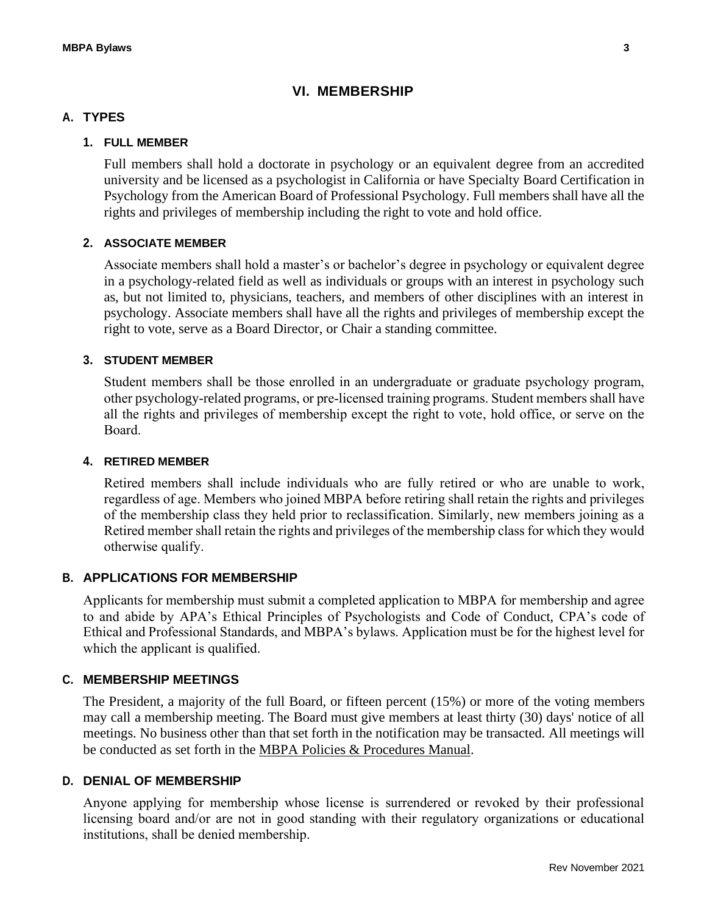## VI. MEMBERSHIP

### A. TYPES

#### 1. FULL MEMBER

Full members shall hold a doctorate in psychology or an equivalent degree from an accredited university and be licensed as a psychologist in California or have Specialty Board Certification in Psychology from the American Board of Professional Psychology. Full members shall have all the rights and privileges of membership including the right to vote and hold office.

#### 2. ASSOCIATE MEMBER

Associate members shall hold a master's or bachelor's degree in psychology or equivalent degree in a psychology-related field as well as individuals or groups with an interest in psychology such as, but not limited to, physicians, teachers, and members of other disciplines with an interest in psychology. Associate members shall have all the rights and privileges of membership except the right to vote, serve as a Board Director, or Chair a standing committee.

#### 3. STUDENT MEMBER

Student members shall be those enrolled in an undergraduate or graduate psychology program, other psychology-related programs, or pre-licensed training programs. Student members shall have all the rights and privileges of membership except the right to vote, hold office, or serve on the Board.

#### 4. RETIRED MEMBER

Retired members shall include individuals who are fully retired or who are unable to work, regardless of age. Members who joined MBPA before retiring shall retain the rights and privileges of the membership class they held prior to reclassification. Similarly, new members joining as a Retired member shall retain the rights and privileges of the membership class for which they would otherwise qualify.

### B. APPLICATIONS FOR MEMBERSHIP

Applicants for membership must submit a completed application to MBPA for membership and agree to and abide by APA's Ethical Principles of Psychologists and Code of Conduct, CPA's code of Ethical and Professional Standards, and MBPA's bylaws. Application must be for the highest level for which the applicant is qualified.

### C. MEMBERSHIP MEETINGS

The President, a majority of the full Board, or fifteen percent (15%) or more of the voting members may call a membership meeting. The Board must give members at least thirty (30) days' notice of all meetings. No business other than that set forth in the notification may be transacted. All meetings will be conducted as set forth in the MBPA Policies & Procedures Manual.

### D. DENIAL OF MEMBERSHIP

Anyone applying for membership whose license is surrendered or revoked by their professional licensing board and/or are not in good standing with their regulatory organizations or educational institutions, shall be denied membership.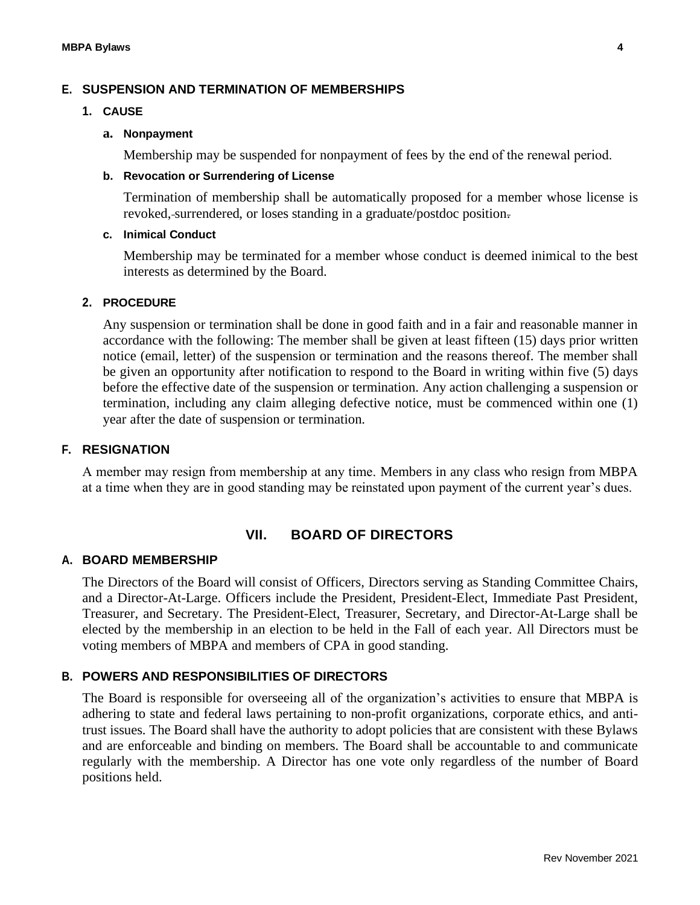### E. SUSPENSION AND TERMINATION OF MEMBERSHIPS

#### 1. CAUSE

##### a. Nonpayment

Membership may be suspended for nonpayment of fees by the end of the renewal period.

##### b. Revocation or Surrendering of License

Termination of membership shall be automatically proposed for a member whose license is revoked, surrendered, or loses standing in a graduate/postdoc position.

##### c. Inimical Conduct

Membership may be terminated for a member whose conduct is deemed inimical to the best interests as determined by the Board.

#### 2. PROCEDURE

Any suspension or termination shall be done in good faith and in a fair and reasonable manner in accordance with the following: The member shall be given at least fifteen (15) days prior written notice (email, letter) of the suspension or termination and the reasons thereof. The member shall be given an opportunity after notification to respond to the Board in writing within five (5) days before the effective date of the suspension or termination. Any action challenging a suspension or termination, including any claim alleging defective notice, must be commenced within one (1) year after the date of suspension or termination.

### F. RESIGNATION

A member may resign from membership at any time. Members in any class who resign from MBPA at a time when they are in good standing may be reinstated upon payment of the current year's dues.

## VII. BOARD OF DIRECTORS

### A. BOARD MEMBERSHIP

The Directors of the Board will consist of Officers, Directors serving as Standing Committee Chairs, and a Director-At-Large. Officers include the President, President-Elect, Immediate Past President, Treasurer, and Secretary. The President-Elect, Treasurer, Secretary, and Director-At-Large shall be elected by the membership in an election to be held in the Fall of each year. All Directors must be voting members of MBPA and members of CPA in good standing.

### B. POWERS AND RESPONSIBILITIES OF DIRECTORS

The Board is responsible for overseeing all of the organization's activities to ensure that MBPA is adhering to state and federal laws pertaining to non-profit organizations, corporate ethics, and anti-trust issues. The Board shall have the authority to adopt policies that are consistent with these Bylaws and are enforceable and binding on members. The Board shall be accountable to and communicate regularly with the membership. A Director has one vote only regardless of the number of Board positions held.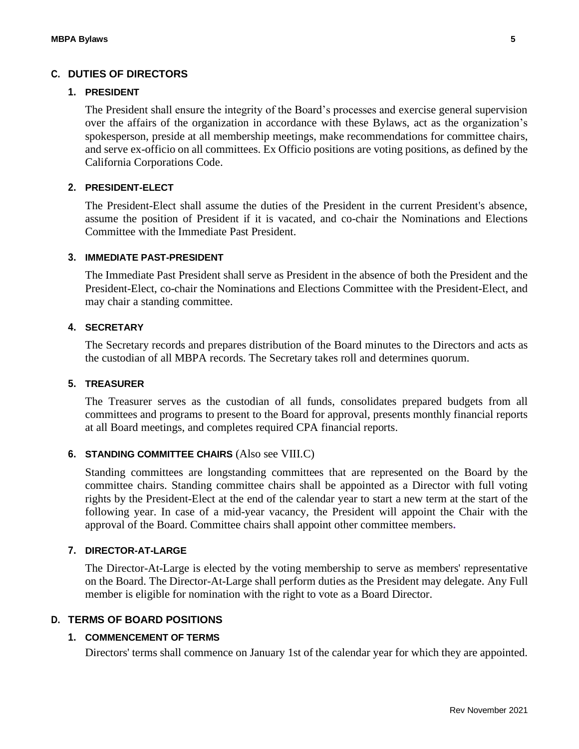## C. DUTIES OF DIRECTORS

### 1. PRESIDENT

The President shall ensure the integrity of the Board's processes and exercise general supervision over the affairs of the organization in accordance with these Bylaws, act as the organization's spokesperson, preside at all membership meetings, make recommendations for committee chairs, and serve ex-officio on all committees. Ex Officio positions are voting positions, as defined by the California Corporations Code.

### 2. PRESIDENT-ELECT

The President-Elect shall assume the duties of the President in the current President's absence, assume the position of President if it is vacated, and co-chair the Nominations and Elections Committee with the Immediate Past President.

### 3. IMMEDIATE PAST-PRESIDENT

The Immediate Past President shall serve as President in the absence of both the President and the President-Elect, co-chair the Nominations and Elections Committee with the President-Elect, and may chair a standing committee.

### 4. SECRETARY

The Secretary records and prepares distribution of the Board minutes to the Directors and acts as the custodian of all MBPA records. The Secretary takes roll and determines quorum.

### 5. TREASURER

The Treasurer serves as the custodian of all funds, consolidates prepared budgets from all committees and programs to present to the Board for approval, presents monthly financial reports at all Board meetings, and completes required CPA financial reports.

### 6. STANDING COMMITTEE CHAIRS (Also see VIII.C)

Standing committees are longstanding committees that are represented on the Board by the committee chairs. Standing committee chairs shall be appointed as a Director with full voting rights by the President-Elect at the end of the calendar year to start a new term at the start of the following year. In case of a mid-year vacancy, the President will appoint the Chair with the approval of the Board. Committee chairs shall appoint other committee members.

### 7. DIRECTOR-AT-LARGE

The Director-At-Large is elected by the voting membership to serve as members' representative on the Board. The Director-At-Large shall perform duties as the President may delegate. Any Full member is eligible for nomination with the right to vote as a Board Director.

## D. TERMS OF BOARD POSITIONS

### 1. COMMENCEMENT OF TERMS

Directors' terms shall commence on January 1st of the calendar year for which they are appointed.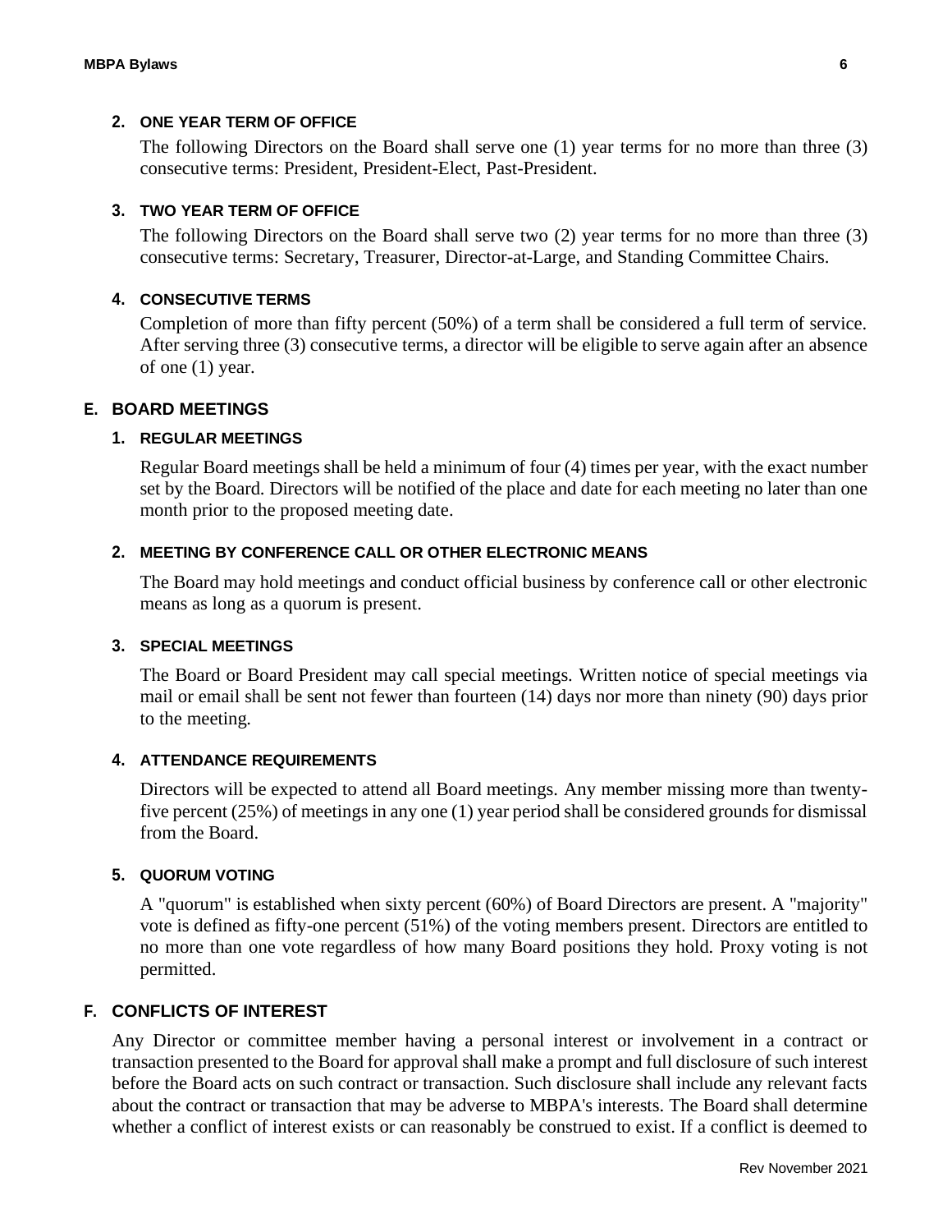#### 2. ONE YEAR TERM OF OFFICE

The following Directors on the Board shall serve one (1) year terms for no more than three (3) consecutive terms: President, President-Elect, Past-President.

#### 3. TWO YEAR TERM OF OFFICE

The following Directors on the Board shall serve two (2) year terms for no more than three (3) consecutive terms: Secretary, Treasurer, Director-at-Large, and Standing Committee Chairs.

#### 4. CONSECUTIVE TERMS

Completion of more than fifty percent (50%) of a term shall be considered a full term of service. After serving three (3) consecutive terms, a director will be eligible to serve again after an absence of one (1) year.

### E. BOARD MEETINGS

#### 1. REGULAR MEETINGS

Regular Board meetings shall be held a minimum of four (4) times per year, with the exact number set by the Board. Directors will be notified of the place and date for each meeting no later than one month prior to the proposed meeting date.

#### 2. MEETING BY CONFERENCE CALL OR OTHER ELECTRONIC MEANS

The Board may hold meetings and conduct official business by conference call or other electronic means as long as a quorum is present.

#### 3. SPECIAL MEETINGS

The Board or Board President may call special meetings. Written notice of special meetings via mail or email shall be sent not fewer than fourteen (14) days nor more than ninety (90) days prior to the meeting.

#### 4. ATTENDANCE REQUIREMENTS

Directors will be expected to attend all Board meetings. Any member missing more than twenty-five percent (25%) of meetings in any one (1) year period shall be considered grounds for dismissal from the Board.

#### 5. QUORUM VOTING

A "quorum" is established when sixty percent (60%) of Board Directors are present. A "majority" vote is defined as fifty-one percent (51%) of the voting members present. Directors are entitled to no more than one vote regardless of how many Board positions they hold. Proxy voting is not permitted.

### F. CONFLICTS OF INTEREST

Any Director or committee member having a personal interest or involvement in a contract or transaction presented to the Board for approval shall make a prompt and full disclosure of such interest before the Board acts on such contract or transaction. Such disclosure shall include any relevant facts about the contract or transaction that may be adverse to MBPA's interests. The Board shall determine whether a conflict of interest exists or can reasonably be construed to exist. If a conflict is deemed to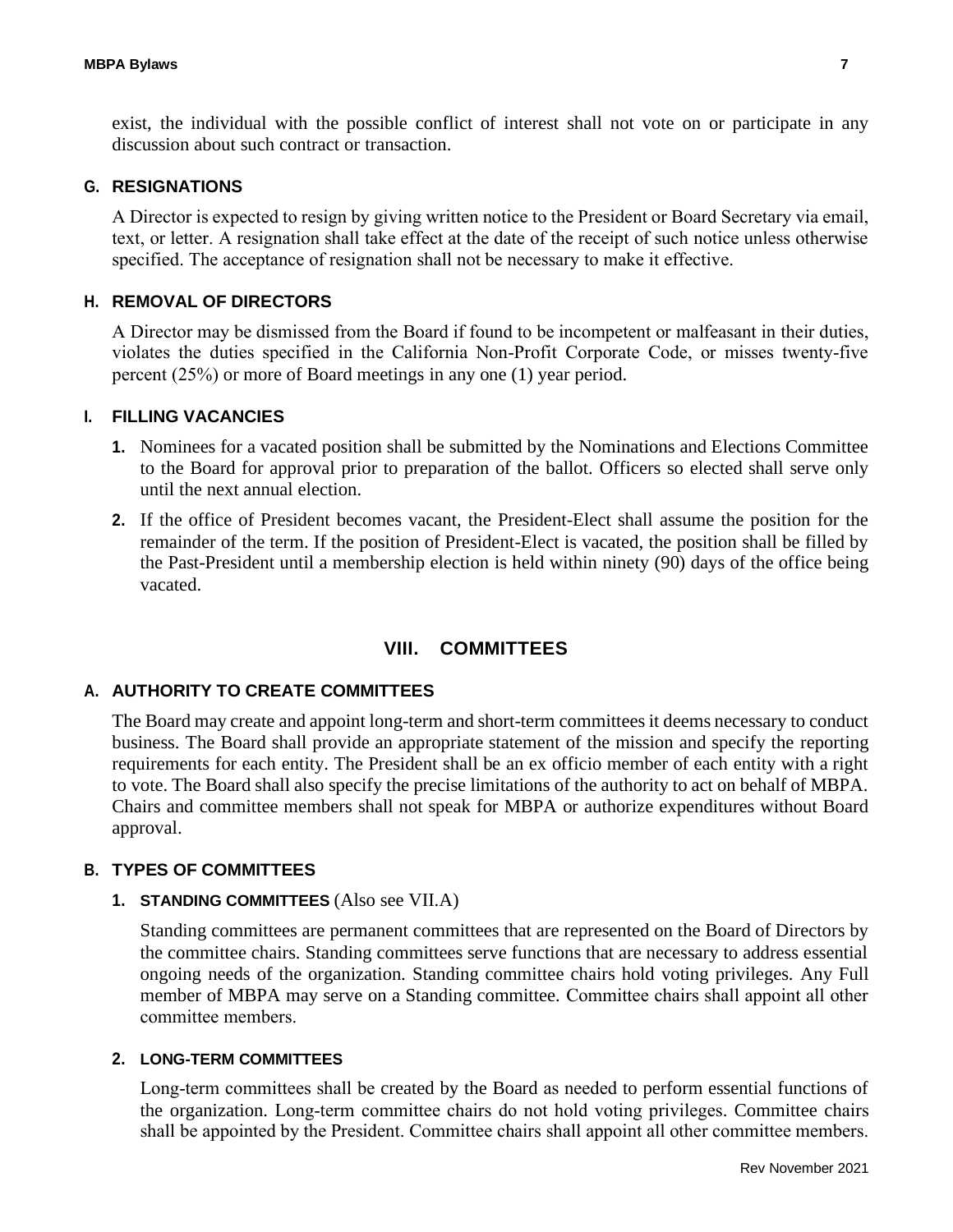exist, the individual with the possible conflict of interest shall not vote on or participate in any discussion about such contract or transaction.

### G. RESIGNATIONS

A Director is expected to resign by giving written notice to the President or Board Secretary via email, text, or letter. A resignation shall take effect at the date of the receipt of such notice unless otherwise specified. The acceptance of resignation shall not be necessary to make it effective.

### H. REMOVAL OF DIRECTORS

A Director may be dismissed from the Board if found to be incompetent or malfeasant in their duties, violates the duties specified in the California Non-Profit Corporate Code, or misses twenty-five percent (25%) or more of Board meetings in any one (1) year period.

### I. FILLING VACANCIES

1. Nominees for a vacated position shall be submitted by the Nominations and Elections Committee to the Board for approval prior to preparation of the ballot. Officers so elected shall serve only until the next annual election.
2. If the office of President becomes vacant, the President-Elect shall assume the position for the remainder of the term. If the position of President-Elect is vacated, the position shall be filled by the Past-President until a membership election is held within ninety (90) days of the office being vacated.

## VIII. COMMITTEES

### A. AUTHORITY TO CREATE COMMITTEES

The Board may create and appoint long-term and short-term committees it deems necessary to conduct business. The Board shall provide an appropriate statement of the mission and specify the reporting requirements for each entity. The President shall be an ex officio member of each entity with a right to vote. The Board shall also specify the precise limitations of the authority to act on behalf of MBPA. Chairs and committee members shall not speak for MBPA or authorize expenditures without Board approval.

### B. TYPES OF COMMITTEES

#### 1. STANDING COMMITTEES (Also see VII.A)

Standing committees are permanent committees that are represented on the Board of Directors by the committee chairs. Standing committees serve functions that are necessary to address essential ongoing needs of the organization. Standing committee chairs hold voting privileges. Any Full member of MBPA may serve on a Standing committee. Committee chairs shall appoint all other committee members.

#### 2. LONG-TERM COMMITTEES

Long-term committees shall be created by the Board as needed to perform essential functions of the organization. Long-term committee chairs do not hold voting privileges. Committee chairs shall be appointed by the President. Committee chairs shall appoint all other committee members.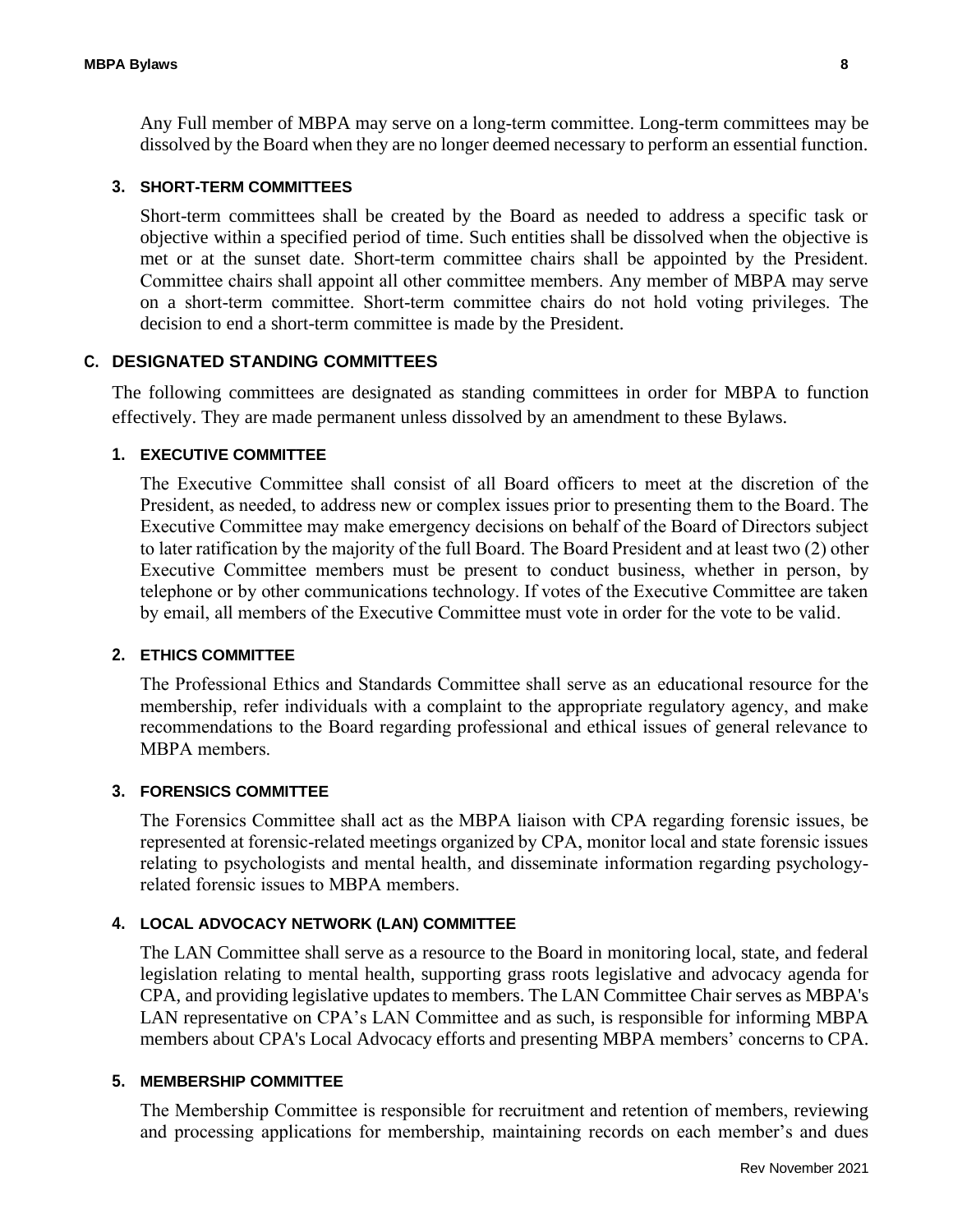Any Full member of MBPA may serve on a long-term committee. Long-term committees may be dissolved by the Board when they are no longer deemed necessary to perform an essential function.

### 3. SHORT-TERM COMMITTEES

Short-term committees shall be created by the Board as needed to address a specific task or objective within a specified period of time. Such entities shall be dissolved when the objective is met or at the sunset date. Short-term committee chairs shall be appointed by the President. Committee chairs shall appoint all other committee members. Any member of MBPA may serve on a short-term committee. Short-term committee chairs do not hold voting privileges. The decision to end a short-term committee is made by the President.

## C. DESIGNATED STANDING COMMITTEES

The following committees are designated as standing committees in order for MBPA to function effectively. They are made permanent unless dissolved by an amendment to these Bylaws.

### 1. EXECUTIVE COMMITTEE

The Executive Committee shall consist of all Board officers to meet at the discretion of the President, as needed, to address new or complex issues prior to presenting them to the Board. The Executive Committee may make emergency decisions on behalf of the Board of Directors subject to later ratification by the majority of the full Board. The Board President and at least two (2) other Executive Committee members must be present to conduct business, whether in person, by telephone or by other communications technology. If votes of the Executive Committee are taken by email, all members of the Executive Committee must vote in order for the vote to be valid.

### 2. ETHICS COMMITTEE

The Professional Ethics and Standards Committee shall serve as an educational resource for the membership, refer individuals with a complaint to the appropriate regulatory agency, and make recommendations to the Board regarding professional and ethical issues of general relevance to MBPA members.

### 3. FORENSICS COMMITTEE

The Forensics Committee shall act as the MBPA liaison with CPA regarding forensic issues, be represented at forensic-related meetings organized by CPA, monitor local and state forensic issues relating to psychologists and mental health, and disseminate information regarding psychology-related forensic issues to MBPA members.

### 4. LOCAL ADVOCACY NETWORK (LAN) COMMITTEE

The LAN Committee shall serve as a resource to the Board in monitoring local, state, and federal legislation relating to mental health, supporting grass roots legislative and advocacy agenda for CPA, and providing legislative updates to members. The LAN Committee Chair serves as MBPA's LAN representative on CPA's LAN Committee and as such, is responsible for informing MBPA members about CPA's Local Advocacy efforts and presenting MBPA members' concerns to CPA.

### 5. MEMBERSHIP COMMITTEE

The Membership Committee is responsible for recruitment and retention of members, reviewing and processing applications for membership, maintaining records on each member's and dues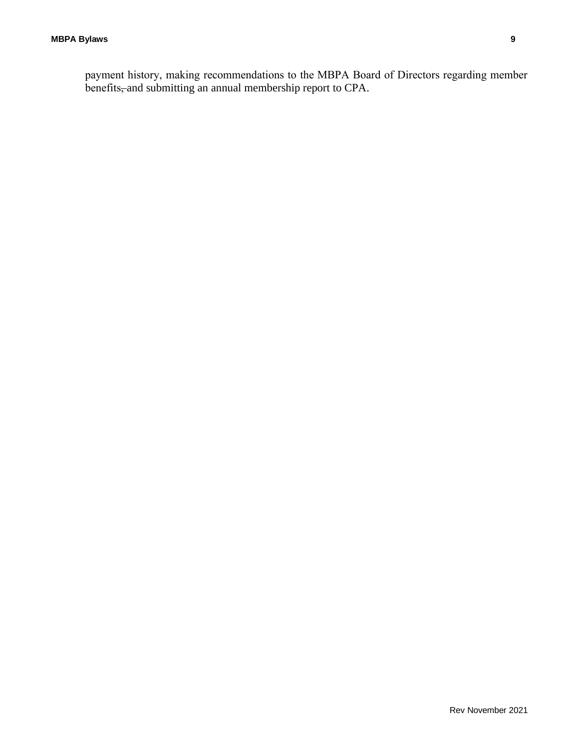payment history, making recommendations to the MBPA Board of Directors regarding member benefits, and submitting an annual membership report to CPA.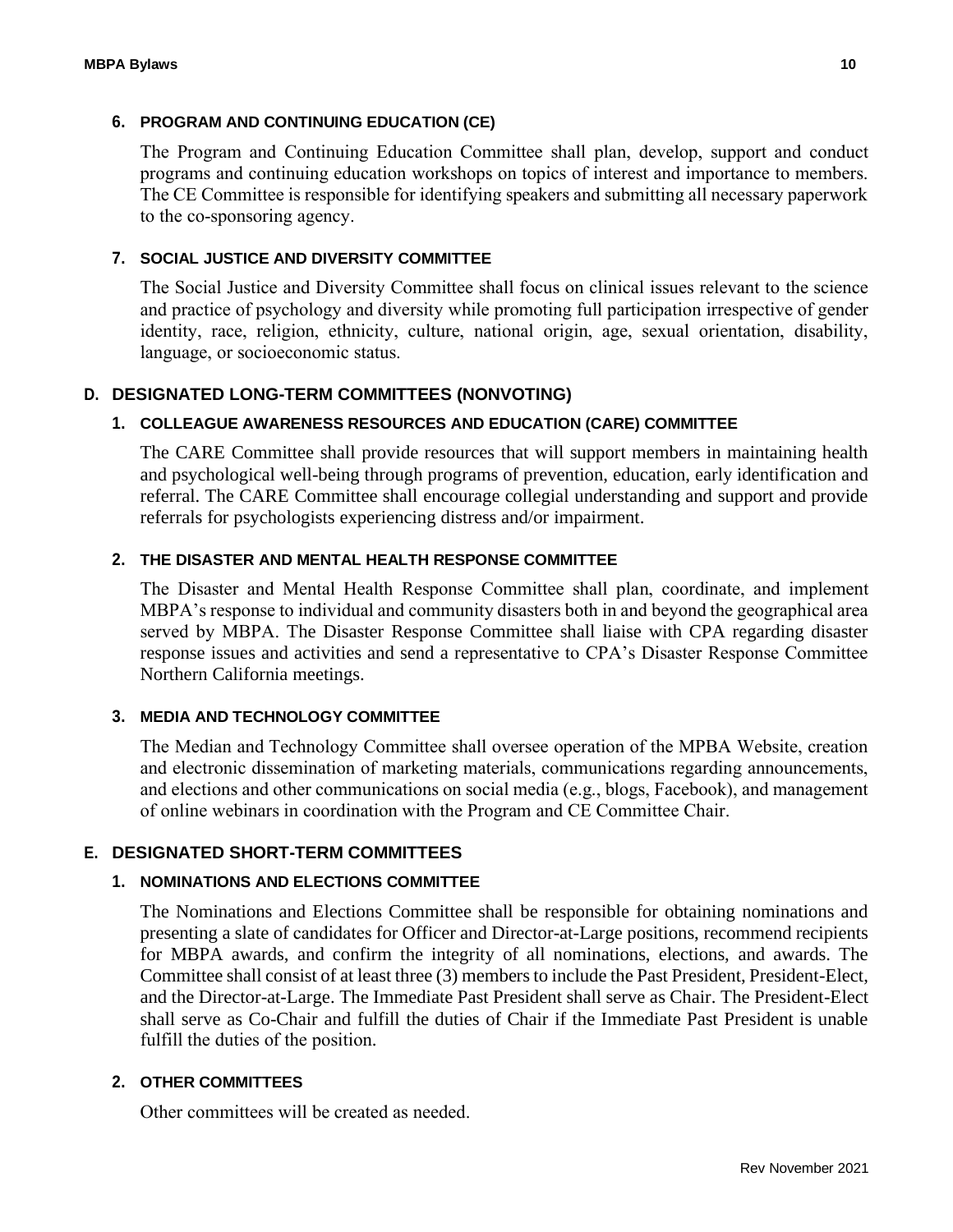### 6. PROGRAM AND CONTINUING EDUCATION (CE)

The Program and Continuing Education Committee shall plan, develop, support and conduct programs and continuing education workshops on topics of interest and importance to members. The CE Committee is responsible for identifying speakers and submitting all necessary paperwork to the co-sponsoring agency.

### 7. SOCIAL JUSTICE AND DIVERSITY COMMITTEE

The Social Justice and Diversity Committee shall focus on clinical issues relevant to the science and practice of psychology and diversity while promoting full participation irrespective of gender identity, race, religion, ethnicity, culture, national origin, age, sexual orientation, disability, language, or socioeconomic status.

## D. DESIGNATED LONG-TERM COMMITTEES (NONVOTING)

### 1. COLLEAGUE AWARENESS RESOURCES AND EDUCATION (CARE) COMMITTEE

The CARE Committee shall provide resources that will support members in maintaining health and psychological well-being through programs of prevention, education, early identification and referral. The CARE Committee shall encourage collegial understanding and support and provide referrals for psychologists experiencing distress and/or impairment.

### 2. THE DISASTER AND MENTAL HEALTH RESPONSE COMMITTEE

The Disaster and Mental Health Response Committee shall plan, coordinate, and implement MBPA's response to individual and community disasters both in and beyond the geographical area served by MBPA. The Disaster Response Committee shall liaise with CPA regarding disaster response issues and activities and send a representative to CPA's Disaster Response Committee Northern California meetings.

### 3. MEDIA AND TECHNOLOGY COMMITTEE

The Median and Technology Committee shall oversee operation of the MPBA Website, creation and electronic dissemination of marketing materials, communications regarding announcements, and elections and other communications on social media (e.g., blogs, Facebook), and management of online webinars in coordination with the Program and CE Committee Chair.

## E. DESIGNATED SHORT-TERM COMMITTEES

### 1. NOMINATIONS AND ELECTIONS COMMITTEE

The Nominations and Elections Committee shall be responsible for obtaining nominations and presenting a slate of candidates for Officer and Director-at-Large positions, recommend recipients for MBPA awards, and confirm the integrity of all nominations, elections, and awards. The Committee shall consist of at least three (3) members to include the Past President, President-Elect, and the Director-at-Large. The Immediate Past President shall serve as Chair. The President-Elect shall serve as Co-Chair and fulfill the duties of Chair if the Immediate Past President is unable fulfill the duties of the position.

### 2. OTHER COMMITTEES

Other committees will be created as needed.

Rev November 2021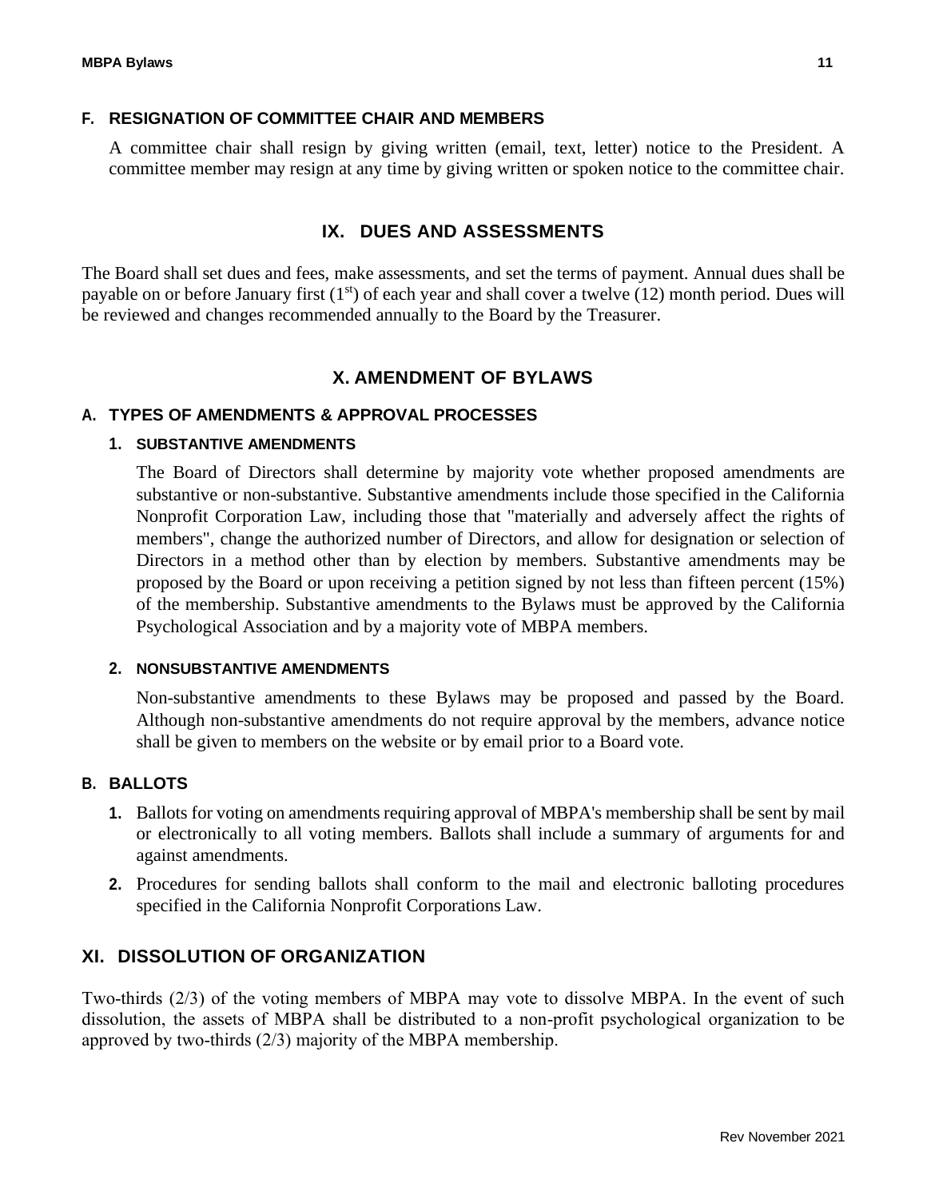### F. RESIGNATION OF COMMITTEE CHAIR AND MEMBERS

A committee chair shall resign by giving written (email, text, letter) notice to the President. A committee member may resign at any time by giving written or spoken notice to the committee chair.

## IX. DUES AND ASSESSMENTS

The Board shall set dues and fees, make assessments, and set the terms of payment. Annual dues shall be payable on or before January first (1st) of each year and shall cover a twelve (12) month period. Dues will be reviewed and changes recommended annually to the Board by the Treasurer.

## X. AMENDMENT OF BYLAWS

### A. TYPES OF AMENDMENTS & APPROVAL PROCESSES

#### 1. SUBSTANTIVE AMENDMENTS

The Board of Directors shall determine by majority vote whether proposed amendments are substantive or non-substantive. Substantive amendments include those specified in the California Nonprofit Corporation Law, including those that "materially and adversely affect the rights of members", change the authorized number of Directors, and allow for designation or selection of Directors in a method other than by election by members. Substantive amendments may be proposed by the Board or upon receiving a petition signed by not less than fifteen percent (15%) of the membership. Substantive amendments to the Bylaws must be approved by the California Psychological Association and by a majority vote of MBPA members.

#### 2. NONSUBSTANTIVE AMENDMENTS

Non-substantive amendments to these Bylaws may be proposed and passed by the Board. Although non-substantive amendments do not require approval by the members, advance notice shall be given to members on the website or by email prior to a Board vote.

### B. BALLOTS

1. Ballots for voting on amendments requiring approval of MBPA's membership shall be sent by mail or electronically to all voting members. Ballots shall include a summary of arguments for and against amendments.
2. Procedures for sending ballots shall conform to the mail and electronic balloting procedures specified in the California Nonprofit Corporations Law.

## XI. DISSOLUTION OF ORGANIZATION

Two-thirds (2/3) of the voting members of MBPA may vote to dissolve MBPA. In the event of such dissolution, the assets of MBPA shall be distributed to a non-profit psychological organization to be approved by two-thirds (2/3) majority of the MBPA membership.

Rev November 2021